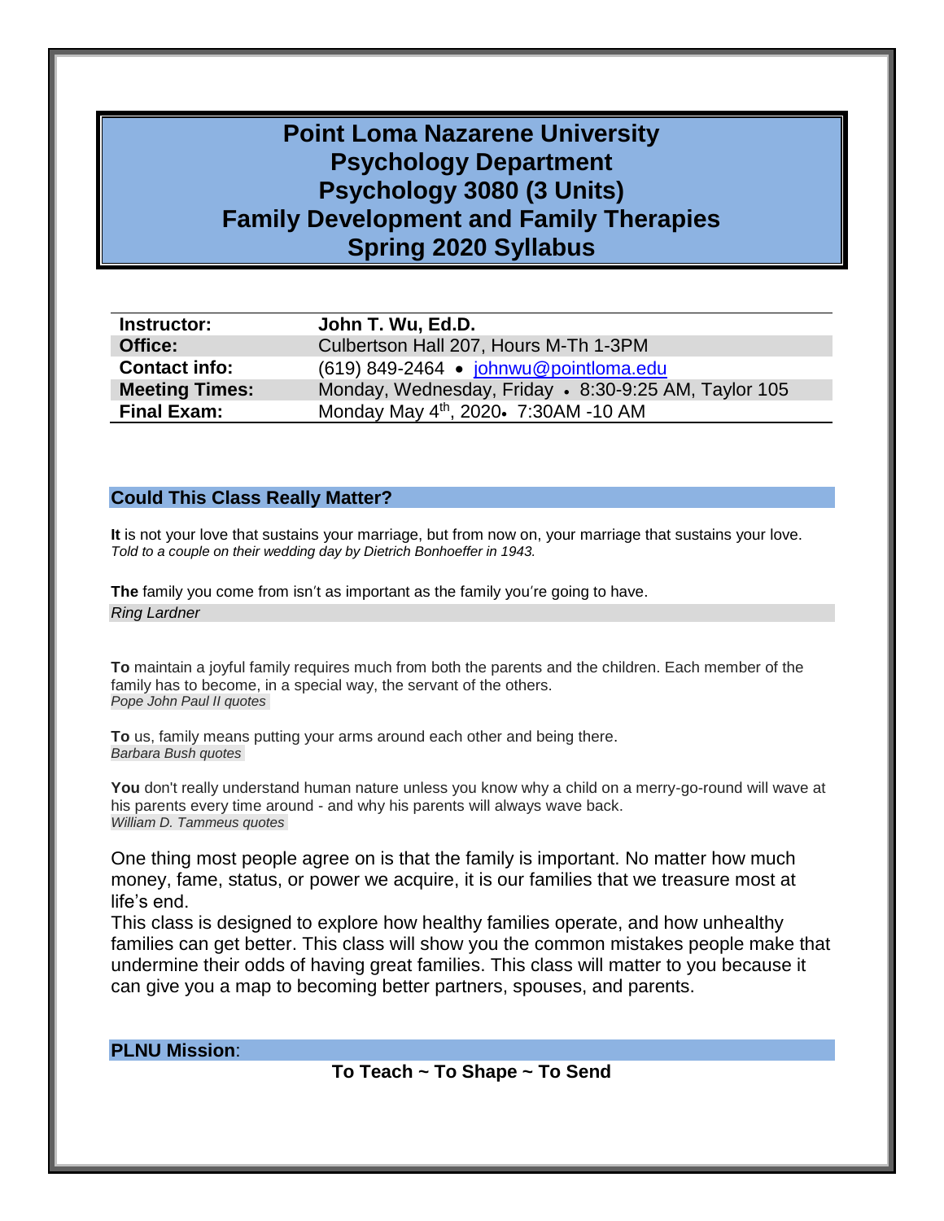# Point Loma Nazarene University
# Psychology Department
# Psychology 3080 (3 Units)
# Family Development and Family Therapies
# Spring 2020 Syllabus

| | |
|---|---|
| **Instructor:** | **John T. Wu, Ed.D.** |
| **Office:** | Culbertson Hall 207, Hours M-Th 1-3PM |
| **Contact info:** | (619) 849-2464 • johnwu@pointloma.edu |
| **Meeting Times:** | Monday, Wednesday, Friday • 8:30-9:25 AM, Taylor 105 |
| **Final Exam:** | Monday May 4th, 2020• 7:30AM -10 AM |

## Could This Class Really Matter?

**It** is not your love that sustains your marriage, but from now on, your marriage that sustains your love.
*Told to a couple on their wedding day by Dietrich Bonhoeffer in 1943.*

**The** family you come from isn't as important as the family you're going to have.
*Ring Lardner*

**To** maintain a joyful family requires much from both the parents and the children. Each member of the family has to become, in a special way, the servant of the others.
*Pope John Paul II quotes*

**To** us, family means putting your arms around each other and being there.
*Barbara Bush quotes*

**You** don't really understand human nature unless you know why a child on a merry-go-round will wave at his parents every time around - and why his parents will always wave back.
*William D. Tammeus quotes*

One thing most people agree on is that the family is important. No matter how much money, fame, status, or power we acquire, it is our families that we treasure most at life's end.
This class is designed to explore how healthy families operate, and how unhealthy families can get better. This class will show you the common mistakes people make that undermine their odds of having great families. This class will matter to you because it can give you a map to becoming better partners, spouses, and parents.

## PLNU Mission:

**To Teach ~ To Shape ~ To Send**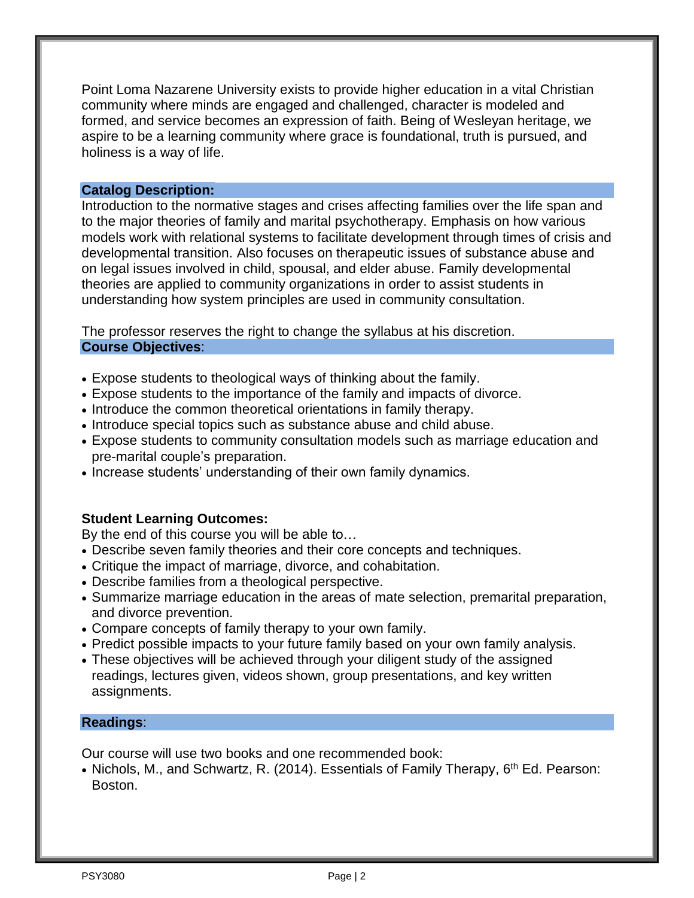Point Loma Nazarene University exists to provide higher education in a vital Christian community where minds are engaged and challenged, character is modeled and formed, and service becomes an expression of faith. Being of Wesleyan heritage, we aspire to be a learning community where grace is foundational, truth is pursued, and holiness is a way of life.

## Catalog Description:

Introduction to the normative stages and crises affecting families over the life span and to the major theories of family and marital psychotherapy. Emphasis on how various models work with relational systems to facilitate development through times of crisis and developmental transition. Also focuses on therapeutic issues of substance abuse and on legal issues involved in child, spousal, and elder abuse. Family developmental theories are applied to community organizations in order to assist students in understanding how system principles are used in community consultation.

The professor reserves the right to change the syllabus at his discretion.

## Course Objectives:

- Expose students to theological ways of thinking about the family.
- Expose students to the importance of the family and impacts of divorce.
- Introduce the common theoretical orientations in family therapy.
- Introduce special topics such as substance abuse and child abuse.
- Expose students to community consultation models such as marriage education and pre-marital couple's preparation.
- Increase students' understanding of their own family dynamics.

## Student Learning Outcomes:

By the end of this course you will be able to…

- Describe seven family theories and their core concepts and techniques.
- Critique the impact of marriage, divorce, and cohabitation.
- Describe families from a theological perspective.
- Summarize marriage education in the areas of mate selection, premarital preparation, and divorce prevention.
- Compare concepts of family therapy to your own family.
- Predict possible impacts to your future family based on your own family analysis.
- These objectives will be achieved through your diligent study of the assigned readings, lectures given, videos shown, group presentations, and key written assignments.

## Readings:

Our course will use two books and one recommended book:

- Nichols, M., and Schwartz, R. (2014). Essentials of Family Therapy, 6th Ed. Pearson: Boston.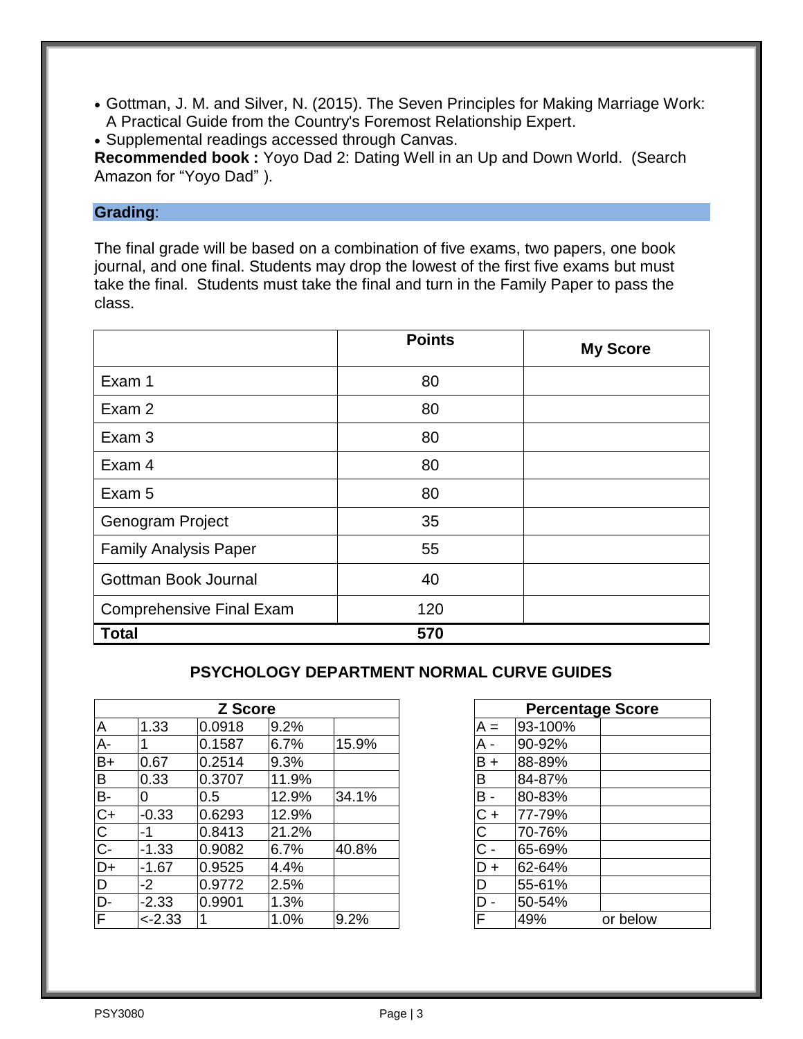- Gottman, J. M. and Silver, N. (2015). The Seven Principles for Making Marriage Work: A Practical Guide from the Country's Foremost Relationship Expert.
- Supplemental readings accessed through Canvas.

**Recommended book :** Yoyo Dad 2: Dating Well in an Up and Down World. (Search Amazon for "Yoyo Dad" ).

## Grading:

The final grade will be based on a combination of five exams, two papers, one book journal, and one final. Students may drop the lowest of the first five exams but must take the final. Students must take the final and turn in the Family Paper to pass the class.

| | Points | My Score |
|---|---|---|
| Exam 1 | 80 | |
| Exam 2 | 80 | |
| Exam 3 | 80 | |
| Exam 4 | 80 | |
| Exam 5 | 80 | |
| Genogram Project | 35 | |
| Family Analysis Paper | 55 | |
| Gottman Book Journal | 40 | |
| Comprehensive Final Exam | 120 | |
| **Total** | **570** | |

### PSYCHOLOGY DEPARTMENT NORMAL CURVE GUIDES

| Z Score | | | | |
|---|---|---|---|---|
| A | 1.33 | 0.0918 | 9.2% | |
| A- | 1 | 0.1587 | 6.7% | 15.9% |
| B+ | 0.67 | 0.2514 | 9.3% | |
| B | 0.33 | 0.3707 | 11.9% | |
| B- | 0 | 0.5 | 12.9% | 34.1% |
| C+ | -0.33 | 0.6293 | 12.9% | |
| C | -1 | 0.8413 | 21.2% | |
| C- | -1.33 | 0.9082 | 6.7% | 40.8% |
| D+ | -1.67 | 0.9525 | 4.4% | |
| D | -2 | 0.9772 | 2.5% | |
| D- | -2.33 | 0.9901 | 1.3% | |
| F | <-2.33 | 1 | 1.0% | 9.2% |

| Percentage Score | | |
|---|---|---|
| A = | 93-100% | |
| A - | 90-92% | |
| B + | 88-89% | |
| B | 84-87% | |
| B - | 80-83% | |
| C + | 77-79% | |
| C | 70-76% | |
| C - | 65-69% | |
| D + | 62-64% | |
| D | 55-61% | |
| D - | 50-54% | |
| F | 49% | or below |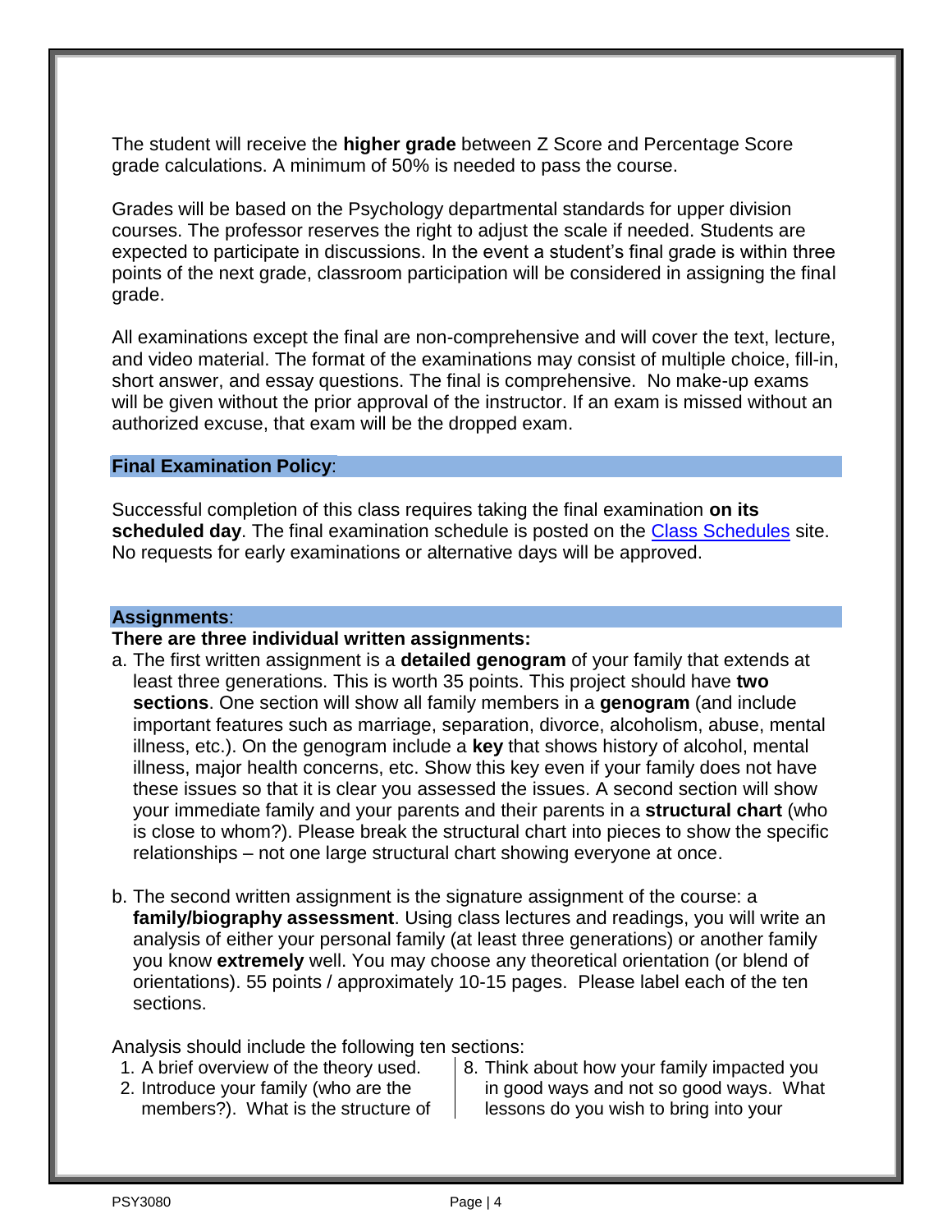The student will receive the **higher grade** between Z Score and Percentage Score grade calculations. A minimum of 50% is needed to pass the course.

Grades will be based on the Psychology departmental standards for upper division courses. The professor reserves the right to adjust the scale if needed. Students are expected to participate in discussions. In the event a student's final grade is within three points of the next grade, classroom participation will be considered in assigning the final grade.

All examinations except the final are non-comprehensive and will cover the text, lecture, and video material. The format of the examinations may consist of multiple choice, fill-in, short answer, and essay questions. The final is comprehensive. No make-up exams will be given without the prior approval of the instructor. If an exam is missed without an authorized excuse, that exam will be the dropped exam.

## **Final Examination Policy**:

Successful completion of this class requires taking the final examination **on its scheduled day**. The final examination schedule is posted on the [Class Schedules] site. No requests for early examinations or alternative days will be approved.

## **Assignments**:

**There are three individual written assignments:**

a. The first written assignment is a **detailed genogram** of your family that extends at least three generations. This is worth 35 points. This project should have **two sections**. One section will show all family members in a **genogram** (and include important features such as marriage, separation, divorce, alcoholism, abuse, mental illness, etc.). On the genogram include a **key** that shows history of alcohol, mental illness, major health concerns, etc. Show this key even if your family does not have these issues so that it is clear you assessed the issues. A second section will show your immediate family and your parents and their parents in a **structural chart** (who is close to whom?). Please break the structural chart into pieces to show the specific relationships – not one large structural chart showing everyone at once.

b. The second written assignment is the signature assignment of the course: a **family/biography assessment**. Using class lectures and readings, you will write an analysis of either your personal family (at least three generations) or another family you know **extremely** well. You may choose any theoretical orientation (or blend of orientations). 55 points / approximately 10-15 pages. Please label each of the ten sections.

Analysis should include the following ten sections:

1. A brief overview of the theory used.
2. Introduce your family (who are the members?). What is the structure of

8. Think about how your family impacted you in good ways and not so good ways. What lessons do you wish to bring into your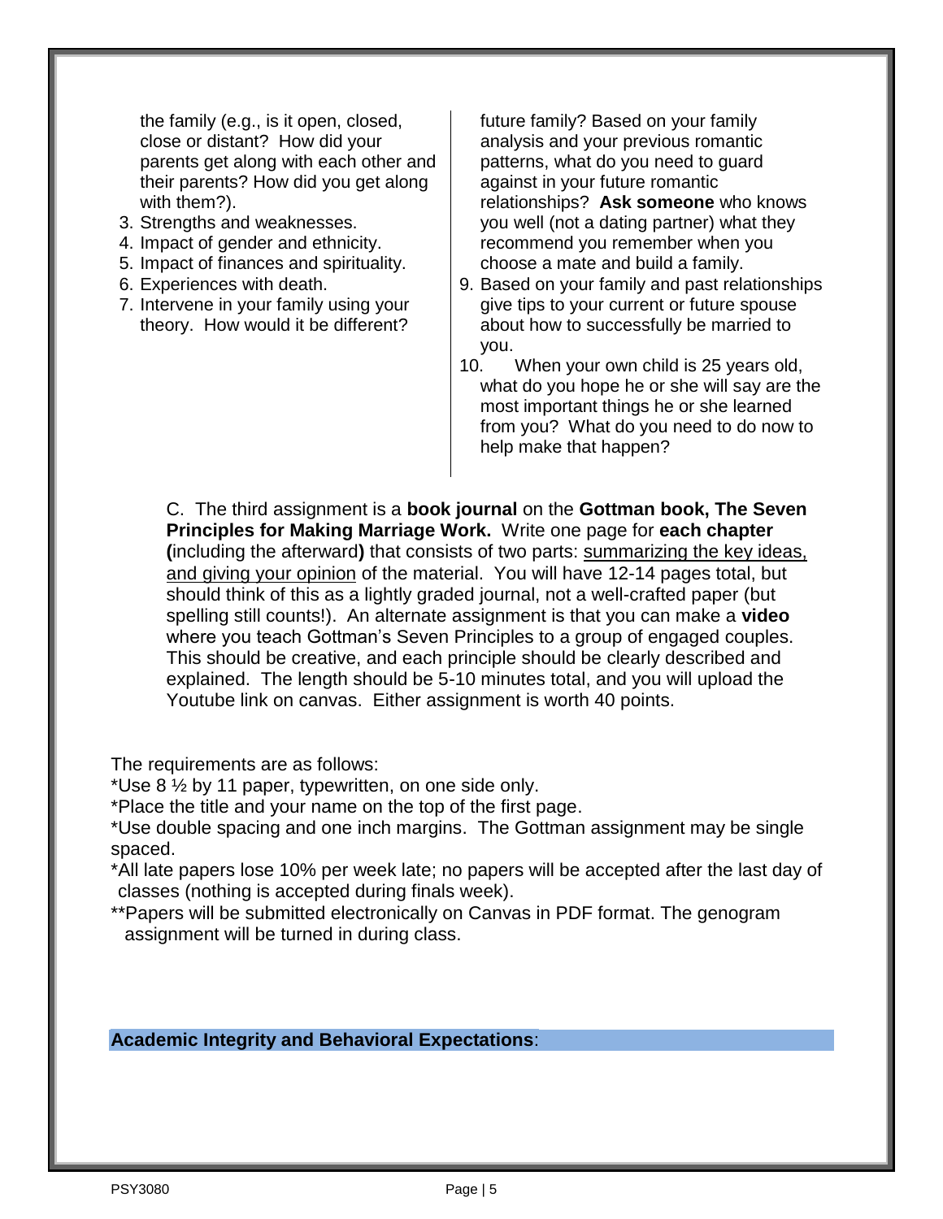the family (e.g., is it open, closed, close or distant? How did your parents get along with each other and their parents? How did you get along with them?).

3. Strengths and weaknesses.
4. Impact of gender and ethnicity.
5. Impact of finances and spirituality.
6. Experiences with death.
7. Intervene in your family using your theory. How would it be different?

future family? Based on your family analysis and your previous romantic patterns, what do you need to guard against in your future romantic relationships? **Ask someone** who knows you well (not a dating partner) what they recommend you remember when you choose a mate and build a family.

9. Based on your family and past relationships give tips to your current or future spouse about how to successfully be married to you.
10. When your own child is 25 years old, what do you hope he or she will say are the most important things he or she learned from you? What do you need to do now to help make that happen?

C. The third assignment is a **book journal** on the **Gottman book, The Seven Principles for Making Marriage Work.** Write one page for **each chapter (**including the afterward**)** that consists of two parts: summarizing the key ideas, and giving your opinion of the material. You will have 12-14 pages total, but should think of this as a lightly graded journal, not a well-crafted paper (but spelling still counts!). An alternate assignment is that you can make a **video** where you teach Gottman's Seven Principles to a group of engaged couples. This should be creative, and each principle should be clearly described and explained. The length should be 5-10 minutes total, and you will upload the Youtube link on canvas. Either assignment is worth 40 points.

The requirements are as follows:

*Use 8 ½ by 11 paper, typewritten, on one side only.

*Place the title and your name on the top of the first page.

*Use double spacing and one inch margins. The Gottman assignment may be single spaced.

*All late papers lose 10% per week late; no papers will be accepted after the last day of classes (nothing is accepted during finals week).

**Papers will be submitted electronically on Canvas in PDF format. The genogram assignment will be turned in during class.

## Academic Integrity and Behavioral Expectations: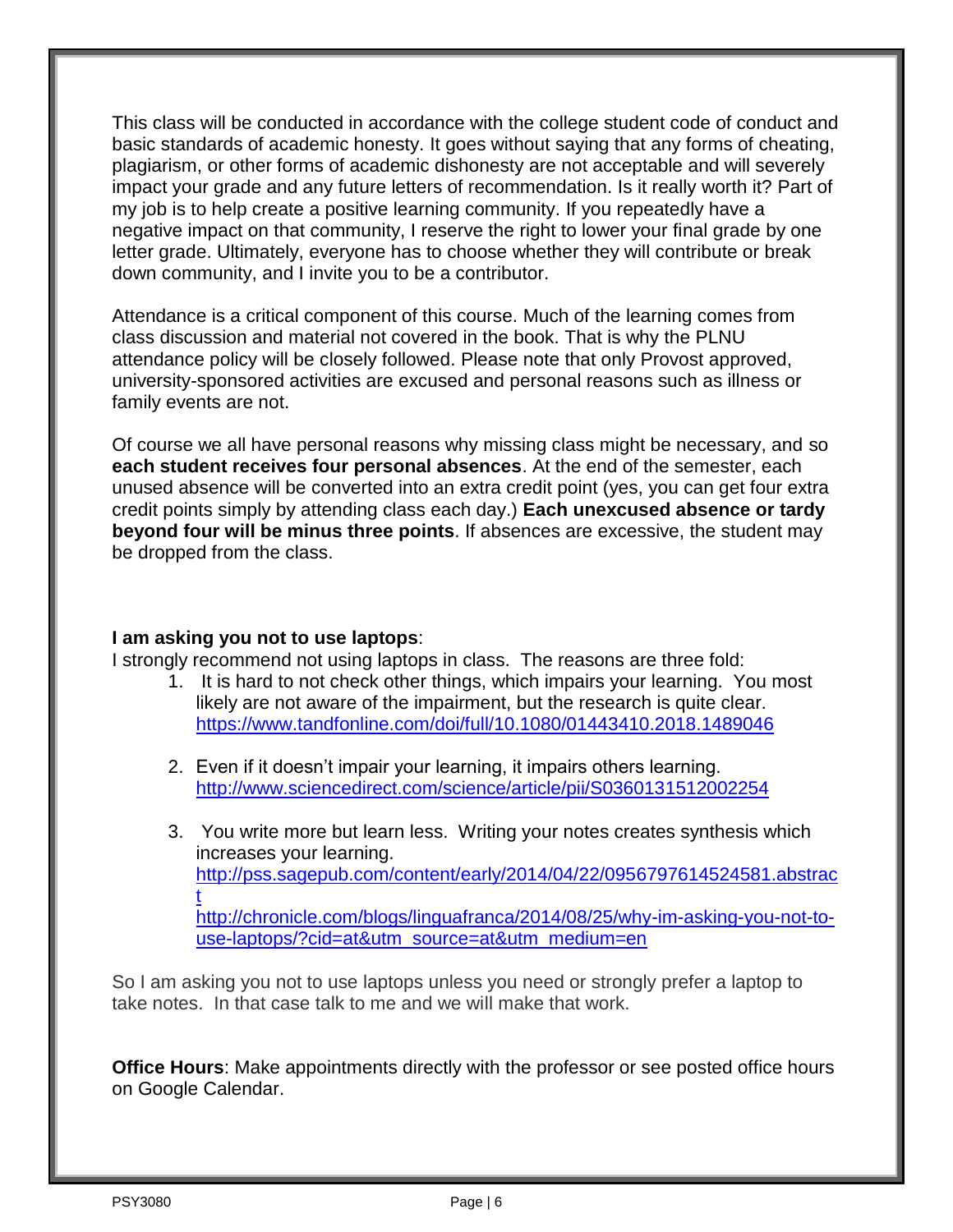This class will be conducted in accordance with the college student code of conduct and basic standards of academic honesty. It goes without saying that any forms of cheating, plagiarism, or other forms of academic dishonesty are not acceptable and will severely impact your grade and any future letters of recommendation. Is it really worth it? Part of my job is to help create a positive learning community. If you repeatedly have a negative impact on that community, I reserve the right to lower your final grade by one letter grade. Ultimately, everyone has to choose whether they will contribute or break down community, and I invite you to be a contributor.

Attendance is a critical component of this course. Much of the learning comes from class discussion and material not covered in the book. That is why the PLNU attendance policy will be closely followed. Please note that only Provost approved, university-sponsored activities are excused and personal reasons such as illness or family events are not.

Of course we all have personal reasons why missing class might be necessary, and so **each student receives four personal absences**. At the end of the semester, each unused absence will be converted into an extra credit point (yes, you can get four extra credit points simply by attending class each day.) **Each unexcused absence or tardy beyond four will be minus three points**. If absences are excessive, the student may be dropped from the class.

**I am asking you not to use laptops**:

I strongly recommend not using laptops in class. The reasons are three fold:

1. It is hard to not check other things, which impairs your learning. You most likely are not aware of the impairment, but the research is quite clear. https://www.tandfonline.com/doi/full/10.1080/01443410.2018.1489046
2. Even if it doesn't impair your learning, it impairs others learning. http://www.sciencedirect.com/science/article/pii/S0360131512002254
3. You write more but learn less. Writing your notes creates synthesis which increases your learning. http://pss.sagepub.com/content/early/2014/04/22/0956797614524581.abstract http://chronicle.com/blogs/linguafranca/2014/08/25/why-im-asking-you-not-to-use-laptops/?cid=at&utm_source=at&utm_medium=en

So I am asking you not to use laptops unless you need or strongly prefer a laptop to take notes. In that case talk to me and we will make that work.

**Office Hours**: Make appointments directly with the professor or see posted office hours on Google Calendar.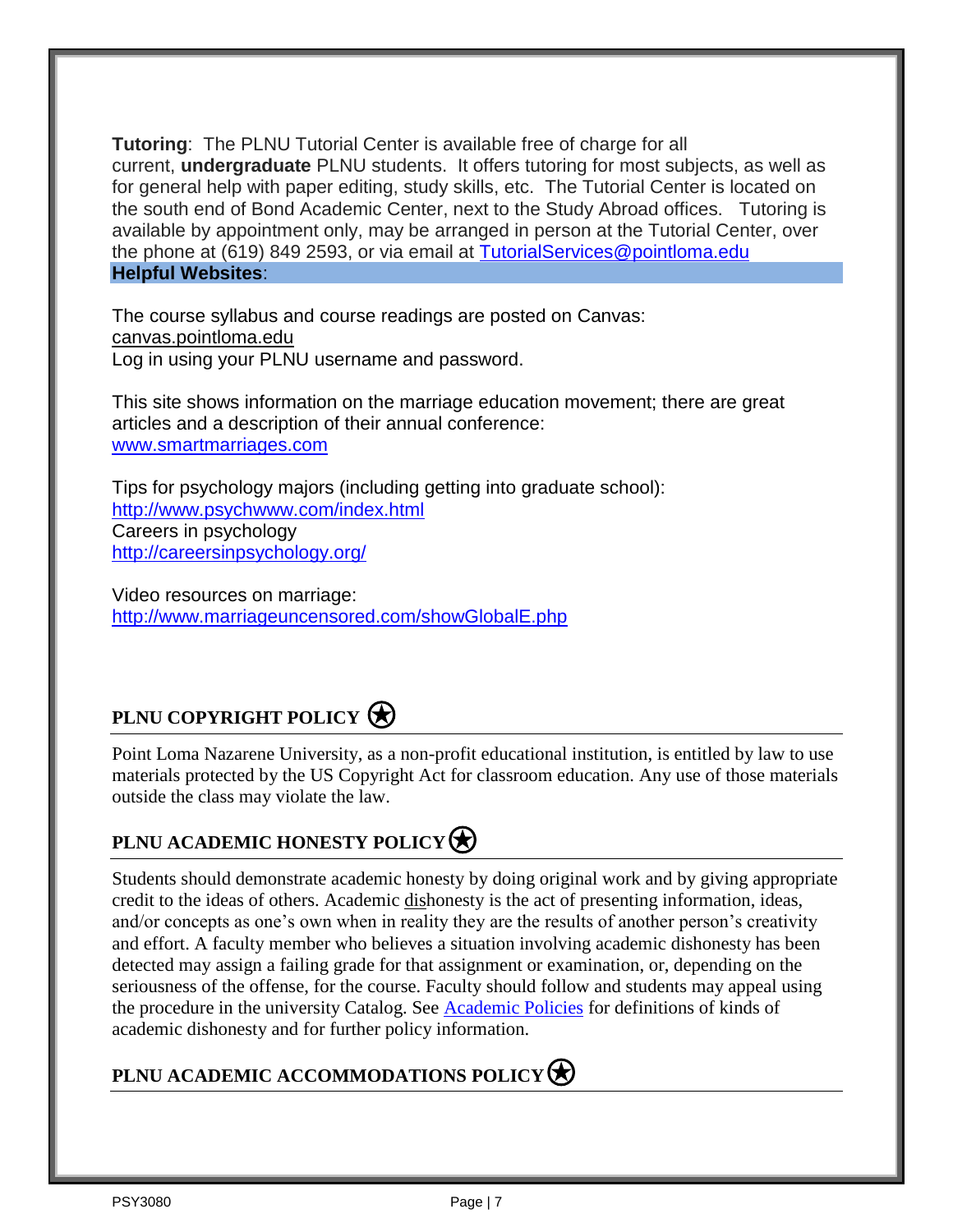**Tutoring**: The PLNU Tutorial Center is available free of charge for all current, **undergraduate** PLNU students. It offers tutoring for most subjects, as well as for general help with paper editing, study skills, etc. The Tutorial Center is located on the south end of Bond Academic Center, next to the Study Abroad offices. Tutoring is available by appointment only, may be arranged in person at the Tutorial Center, over the phone at (619) 849 2593, or via email at TutorialServices@pointloma.edu

**Helpful Websites**:

The course syllabus and course readings are posted on Canvas:
canvas.pointloma.edu
Log in using your PLNU username and password.

This site shows information on the marriage education movement; there are great articles and a description of their annual conference:
www.smartmarriages.com

Tips for psychology majors (including getting into graduate school):
http://www.psychwww.com/index.html
Careers in psychology
http://careersinpsychology.org/

Video resources on marriage:
http://www.marriageuncensored.com/showGlobalE.php

## PLNU COPYRIGHT POLICY

Point Loma Nazarene University, as a non-profit educational institution, is entitled by law to use materials protected by the US Copyright Act for classroom education. Any use of those materials outside the class may violate the law.

## PLNU ACADEMIC HONESTY POLICY

Students should demonstrate academic honesty by doing original work and by giving appropriate credit to the ideas of others. Academic dishonesty is the act of presenting information, ideas, and/or concepts as one's own when in reality they are the results of another person's creativity and effort. A faculty member who believes a situation involving academic dishonesty has been detected may assign a failing grade for that assignment or examination, or, depending on the seriousness of the offense, for the course. Faculty should follow and students may appeal using the procedure in the university Catalog. See Academic Policies for definitions of kinds of academic dishonesty and for further policy information.

## PLNU ACADEMIC ACCOMMODATIONS POLICY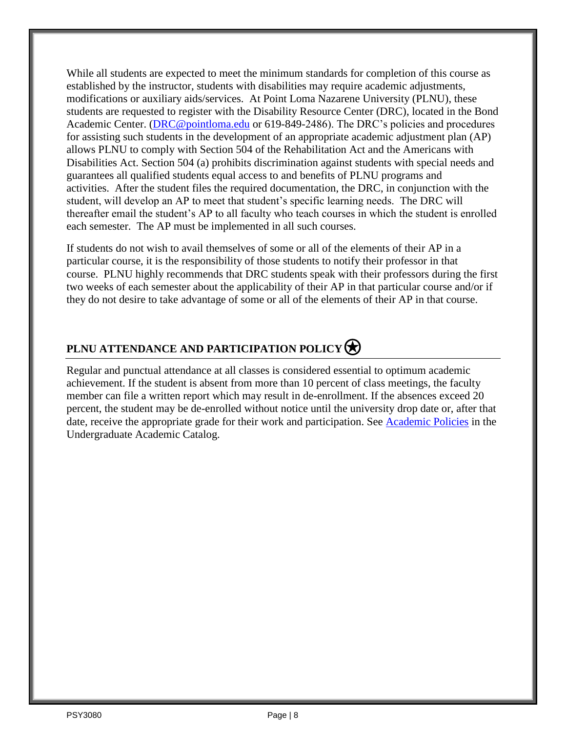While all students are expected to meet the minimum standards for completion of this course as established by the instructor, students with disabilities may require academic adjustments, modifications or auxiliary aids/services. At Point Loma Nazarene University (PLNU), these students are requested to register with the Disability Resource Center (DRC), located in the Bond Academic Center. ([DRC@pointloma.edu](mailto:DRC@pointloma.edu) or 619-849-2486). The DRC's policies and procedures for assisting such students in the development of an appropriate academic adjustment plan (AP) allows PLNU to comply with Section 504 of the Rehabilitation Act and the Americans with Disabilities Act. Section 504 (a) prohibits discrimination against students with special needs and guarantees all qualified students equal access to and benefits of PLNU programs and activities. After the student files the required documentation, the DRC, in conjunction with the student, will develop an AP to meet that student's specific learning needs. The DRC will thereafter email the student's AP to all faculty who teach courses in which the student is enrolled each semester. The AP must be implemented in all such courses.

If students do not wish to avail themselves of some or all of the elements of their AP in a particular course, it is the responsibility of those students to notify their professor in that course. PLNU highly recommends that DRC students speak with their professors during the first two weeks of each semester about the applicability of their AP in that particular course and/or if they do not desire to take advantage of some or all of the elements of their AP in that course.

## PLNU ATTENDANCE AND PARTICIPATION POLICY

Regular and punctual attendance at all classes is considered essential to optimum academic achievement. If the student is absent from more than 10 percent of class meetings, the faculty member can file a written report which may result in de-enrollment. If the absences exceed 20 percent, the student may be de-enrolled without notice until the university drop date or, after that date, receive the appropriate grade for their work and participation. See Academic Policies in the Undergraduate Academic Catalog.